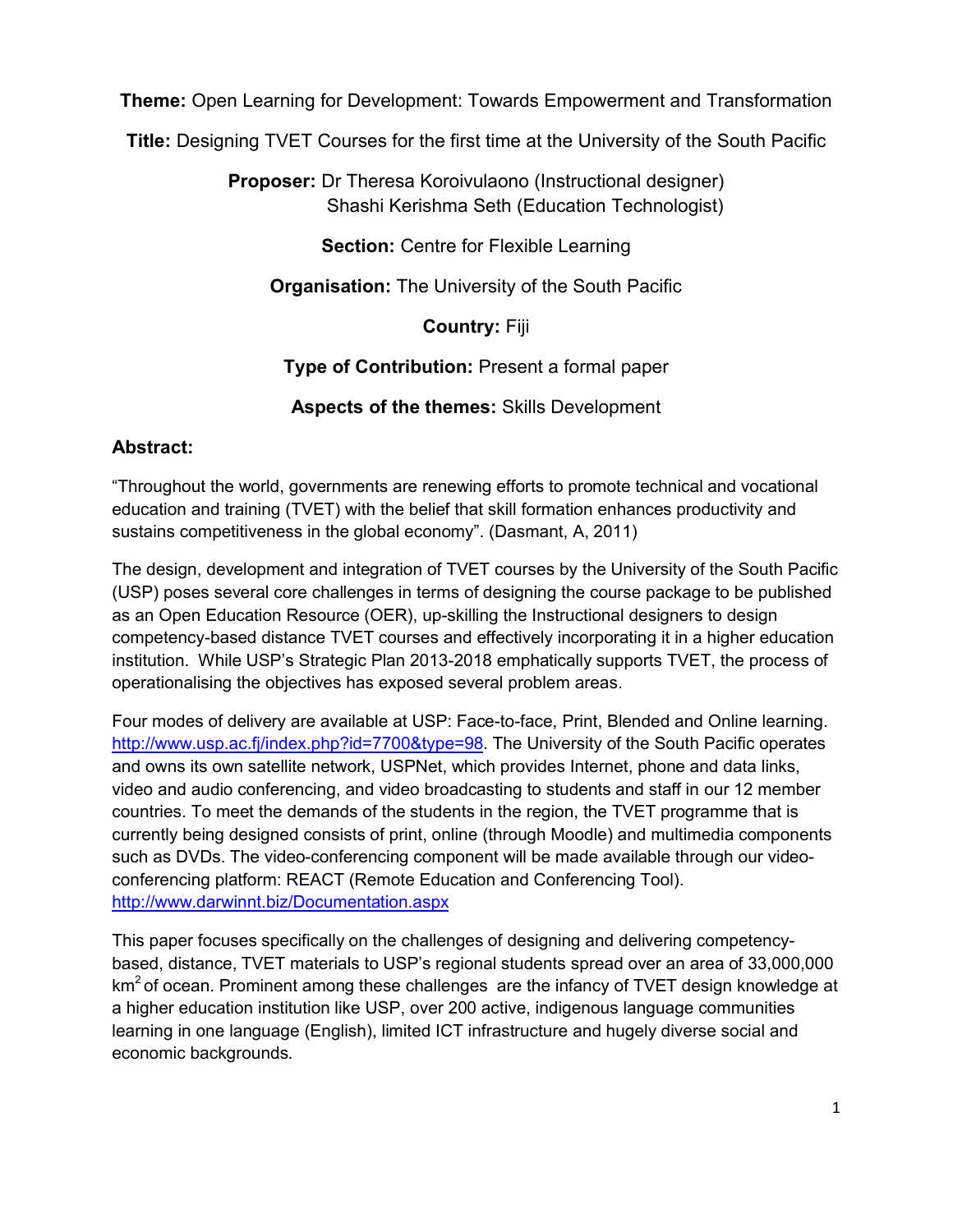**Theme:** Open Learning for Development: Towards Empowerment and Transformation

**Title:** Designing TVET Courses for the first time at the University of the South Pacific

**Proposer:** Dr Theresa Koroivulaono (Instructional designer)
Shashi Kerishma Seth (Education Technologist)

**Section:** Centre for Flexible Learning

**Organisation:** The University of the South Pacific

**Country:** Fiji

**Type of Contribution:** Present a formal paper

**Aspects of the themes:** Skills Development

## Abstract:

"Throughout the world, governments are renewing efforts to promote technical and vocational education and training (TVET) with the belief that skill formation enhances productivity and sustains competitiveness in the global economy". (Dasmant, A, 2011)

The design, development and integration of TVET courses by the University of the South Pacific (USP) poses several core challenges in terms of designing the course package to be published as an Open Education Resource (OER), up-skilling the Instructional designers to design competency-based distance TVET courses and effectively incorporating it in a higher education institution. While USP's Strategic Plan 2013-2018 emphatically supports TVET, the process of operationalising the objectives has exposed several problem areas.

Four modes of delivery are available at USP: Face-to-face, Print, Blended and Online learning. http://www.usp.ac.fj/index.php?id=7700&type=98. The University of the South Pacific operates and owns its own satellite network, USPNet, which provides Internet, phone and data links, video and audio conferencing, and video broadcasting to students and staff in our 12 member countries. To meet the demands of the students in the region, the TVET programme that is currently being designed consists of print, online (through Moodle) and multimedia components such as DVDs. The video-conferencing component will be made available through our video-conferencing platform: REACT (Remote Education and Conferencing Tool). http://www.darwinnt.biz/Documentation.aspx

This paper focuses specifically on the challenges of designing and delivering competency-based, distance, TVET materials to USP's regional students spread over an area of 33,000,000 $km^2$ of ocean. Prominent among these challenges are the infancy of TVET design knowledge at a higher education institution like USP, over 200 active, indigenous language communities learning in one language (English), limited ICT infrastructure and hugely diverse social and economic backgrounds.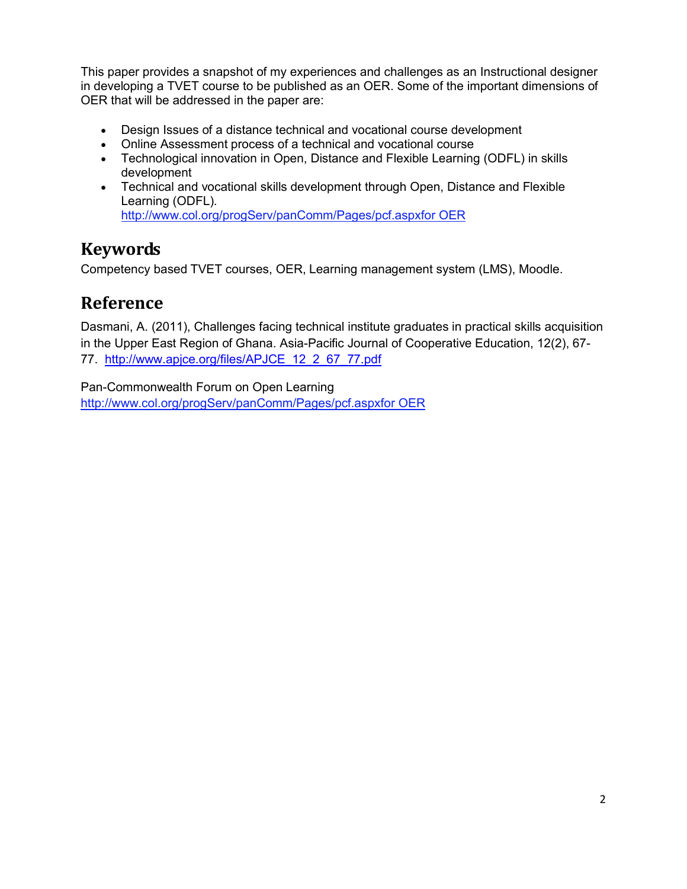This paper provides a snapshot of my experiences and challenges as an Instructional designer in developing a TVET course to be published as an OER. Some of the important dimensions of OER that will be addressed in the paper are:

- Design Issues of a distance technical and vocational course development
- Online Assessment process of a technical and vocational course
- Technological innovation in Open, Distance and Flexible Learning (ODFL) in skills development
- Technical and vocational skills development through Open, Distance and Flexible Learning (ODFL).
  http://www.col.org/progServ/panComm/Pages/pcf.aspxfor OER

## Keywords

Competency based TVET courses, OER, Learning management system (LMS), Moodle.

## Reference

Dasmani, A. (2011), Challenges facing technical institute graduates in practical skills acquisition in the Upper East Region of Ghana. Asia-Pacific Journal of Cooperative Education, 12(2), 67-77. http://www.apjce.org/files/APJCE_12_2_67_77.pdf

Pan-Commonwealth Forum on Open Learning
http://www.col.org/progServ/panComm/Pages/pcf.aspxfor OER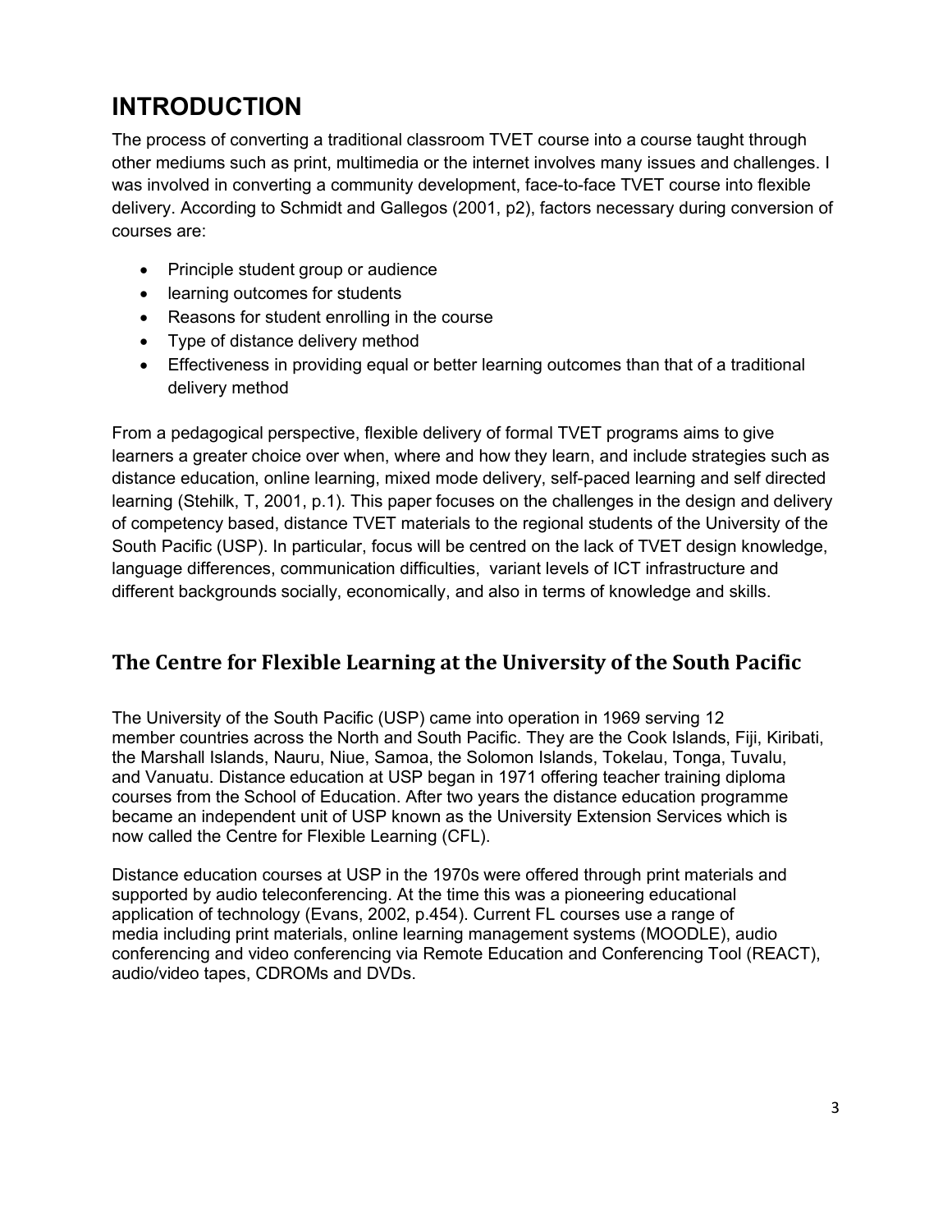# INTRODUCTION

The process of converting a traditional classroom TVET course into a course taught through other mediums such as print, multimedia or the internet involves many issues and challenges. I was involved in converting a community development, face-to-face TVET course into flexible delivery. According to Schmidt and Gallegos (2001, p2), factors necessary during conversion of courses are:

- Principle student group or audience
- learning outcomes for students
- Reasons for student enrolling in the course
- Type of distance delivery method
- Effectiveness in providing equal or better learning outcomes than that of a traditional delivery method

From a pedagogical perspective, flexible delivery of formal TVET programs aims to give learners a greater choice over when, where and how they learn, and include strategies such as distance education, online learning, mixed mode delivery, self-paced learning and self directed learning (Stehilk, T, 2001, p.1). This paper focuses on the challenges in the design and delivery of competency based, distance TVET materials to the regional students of the University of the South Pacific (USP). In particular, focus will be centred on the lack of TVET design knowledge, language differences, communication difficulties, variant levels of ICT infrastructure and different backgrounds socially, economically, and also in terms of knowledge and skills.

## The Centre for Flexible Learning at the University of the South Pacific

The University of the South Pacific (USP) came into operation in 1969 serving 12 member countries across the North and South Pacific. They are the Cook Islands, Fiji, Kiribati, the Marshall Islands, Nauru, Niue, Samoa, the Solomon Islands, Tokelau, Tonga, Tuvalu, and Vanuatu. Distance education at USP began in 1971 offering teacher training diploma courses from the School of Education. After two years the distance education programme became an independent unit of USP known as the University Extension Services which is now called the Centre for Flexible Learning (CFL).

Distance education courses at USP in the 1970s were offered through print materials and supported by audio teleconferencing. At the time this was a pioneering educational application of technology (Evans, 2002, p.454). Current FL courses use a range of media including print materials, online learning management systems (MOODLE), audio conferencing and video conferencing via Remote Education and Conferencing Tool (REACT), audio/video tapes, CDROMs and DVDs.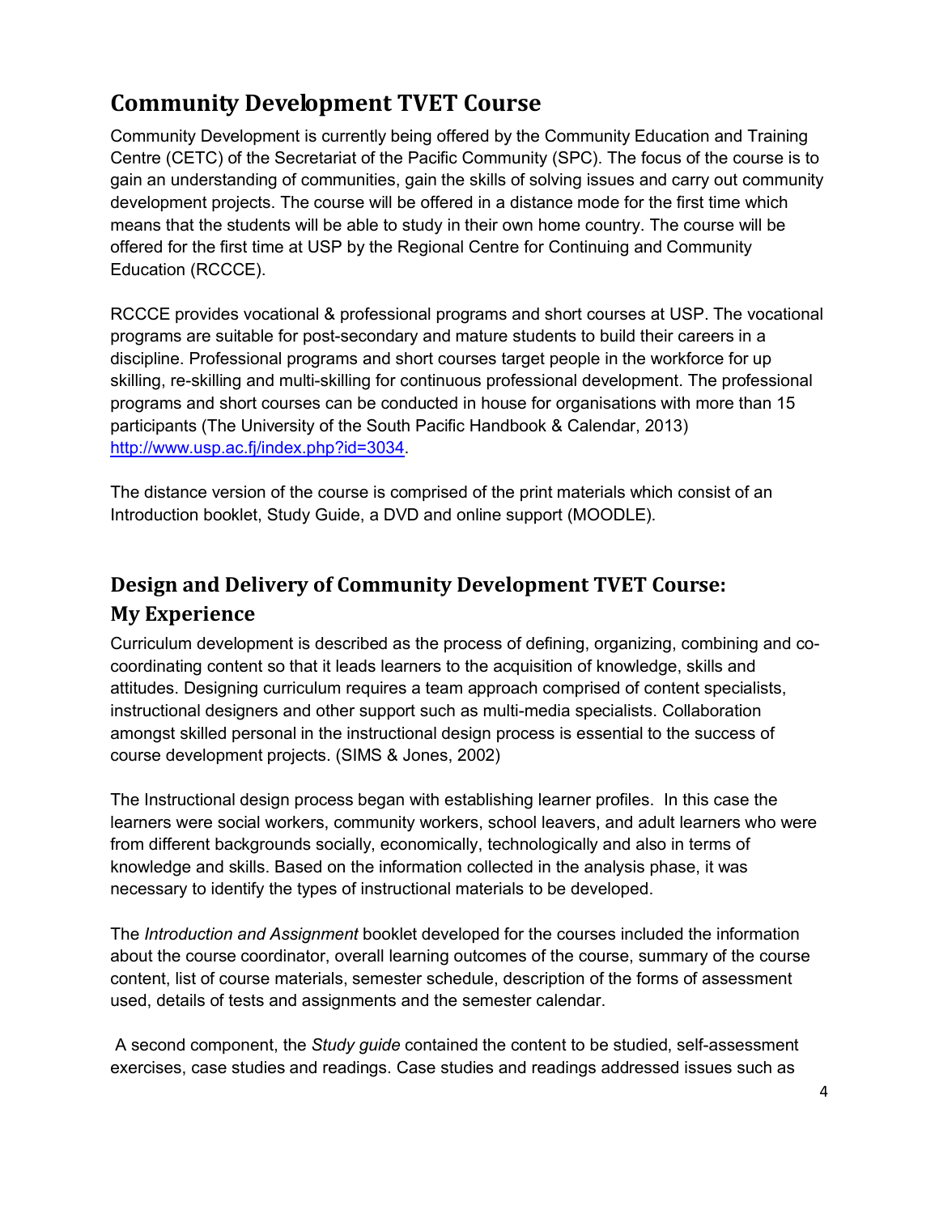## Community Development TVET Course

Community Development is currently being offered by the Community Education and Training Centre (CETC) of the Secretariat of the Pacific Community (SPC). The focus of the course is to gain an understanding of communities, gain the skills of solving issues and carry out community development projects. The course will be offered in a distance mode for the first time which means that the students will be able to study in their own home country. The course will be offered for the first time at USP by the Regional Centre for Continuing and Community Education (RCCCE).

RCCCE provides vocational & professional programs and short courses at USP. The vocational programs are suitable for post-secondary and mature students to build their careers in a discipline. Professional programs and short courses target people in the workforce for up skilling, re-skilling and multi-skilling for continuous professional development. The professional programs and short courses can be conducted in house for organisations with more than 15 participants (The University of the South Pacific Handbook & Calendar, 2013) http://www.usp.ac.fj/index.php?id=3034.

The distance version of the course is comprised of the print materials which consist of an Introduction booklet, Study Guide, a DVD and online support (MOODLE).

### Design and Delivery of Community Development TVET Course: My Experience

Curriculum development is described as the process of defining, organizing, combining and co-coordinating content so that it leads learners to the acquisition of knowledge, skills and attitudes. Designing curriculum requires a team approach comprised of content specialists, instructional designers and other support such as multi-media specialists. Collaboration amongst skilled personal in the instructional design process is essential to the success of course development projects. (SIMS & Jones, 2002)

The Instructional design process began with establishing learner profiles. In this case the learners were social workers, community workers, school leavers, and adult learners who were from different backgrounds socially, economically, technologically and also in terms of knowledge and skills. Based on the information collected in the analysis phase, it was necessary to identify the types of instructional materials to be developed.

The *Introduction and Assignment* booklet developed for the courses included the information about the course coordinator, overall learning outcomes of the course, summary of the course content, list of course materials, semester schedule, description of the forms of assessment used, details of tests and assignments and the semester calendar.

A second component, the *Study guide* contained the content to be studied, self-assessment exercises, case studies and readings. Case studies and readings addressed issues such as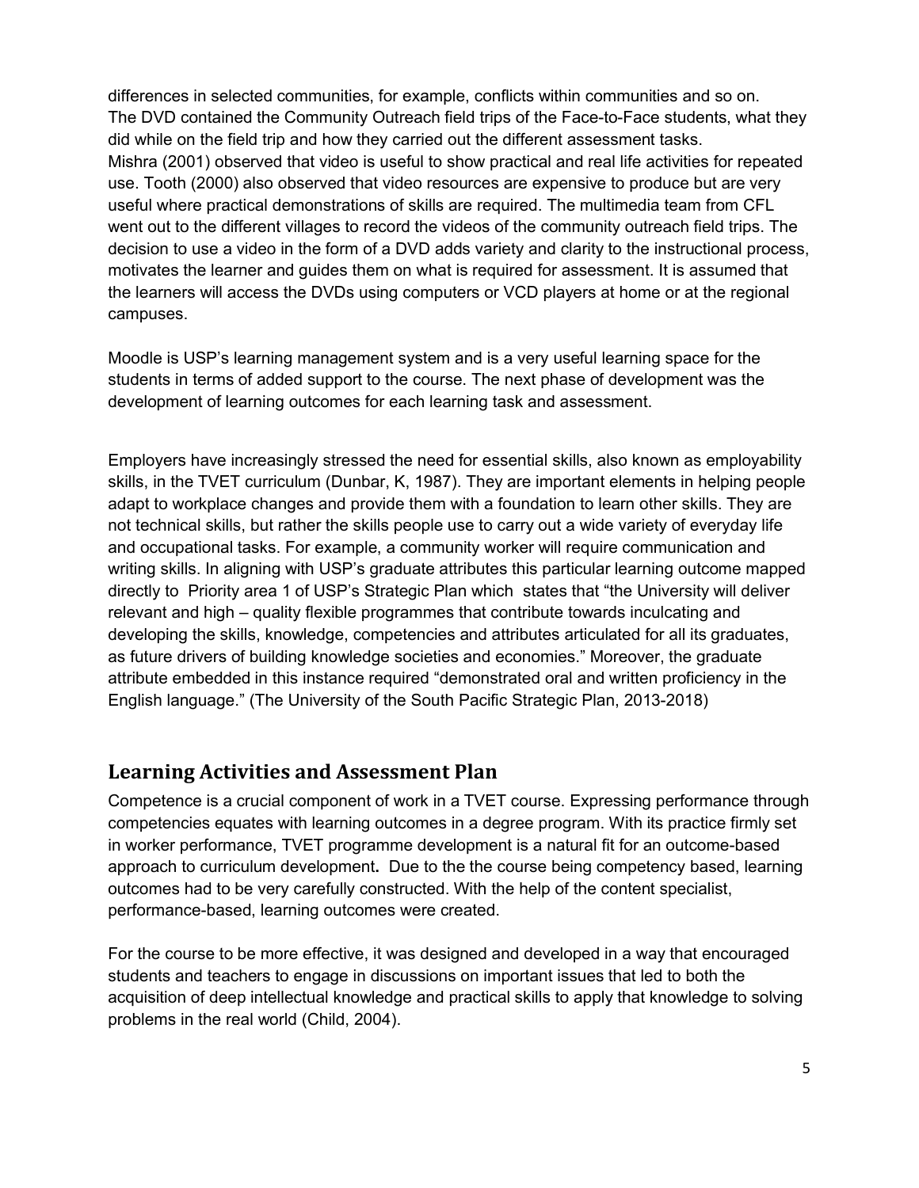differences in selected communities, for example, conflicts within communities and so on. The DVD contained the Community Outreach field trips of the Face-to-Face students, what they did while on the field trip and how they carried out the different assessment tasks. Mishra (2001) observed that video is useful to show practical and real life activities for repeated use. Tooth (2000) also observed that video resources are expensive to produce but are very useful where practical demonstrations of skills are required. The multimedia team from CFL went out to the different villages to record the videos of the community outreach field trips. The decision to use a video in the form of a DVD adds variety and clarity to the instructional process, motivates the learner and guides them on what is required for assessment. It is assumed that the learners will access the DVDs using computers or VCD players at home or at the regional campuses.

Moodle is USP's learning management system and is a very useful learning space for the students in terms of added support to the course. The next phase of development was the development of learning outcomes for each learning task and assessment.

Employers have increasingly stressed the need for essential skills, also known as employability skills, in the TVET curriculum (Dunbar, K, 1987). They are important elements in helping people adapt to workplace changes and provide them with a foundation to learn other skills. They are not technical skills, but rather the skills people use to carry out a wide variety of everyday life and occupational tasks. For example, a community worker will require communication and writing skills. In aligning with USP's graduate attributes this particular learning outcome mapped directly to Priority area 1 of USP's Strategic Plan which states that "the University will deliver relevant and high – quality flexible programmes that contribute towards inculcating and developing the skills, knowledge, competencies and attributes articulated for all its graduates, as future drivers of building knowledge societies and economies." Moreover, the graduate attribute embedded in this instance required "demonstrated oral and written proficiency in the English language." (The University of the South Pacific Strategic Plan, 2013-2018)

## Learning Activities and Assessment Plan

Competence is a crucial component of work in a TVET course. Expressing performance through competencies equates with learning outcomes in a degree program. With its practice firmly set in worker performance, TVET programme development is a natural fit for an outcome-based approach to curriculum development**.** Due to the the course being competency based, learning outcomes had to be very carefully constructed. With the help of the content specialist, performance-based, learning outcomes were created.

For the course to be more effective, it was designed and developed in a way that encouraged students and teachers to engage in discussions on important issues that led to both the acquisition of deep intellectual knowledge and practical skills to apply that knowledge to solving problems in the real world (Child, 2004).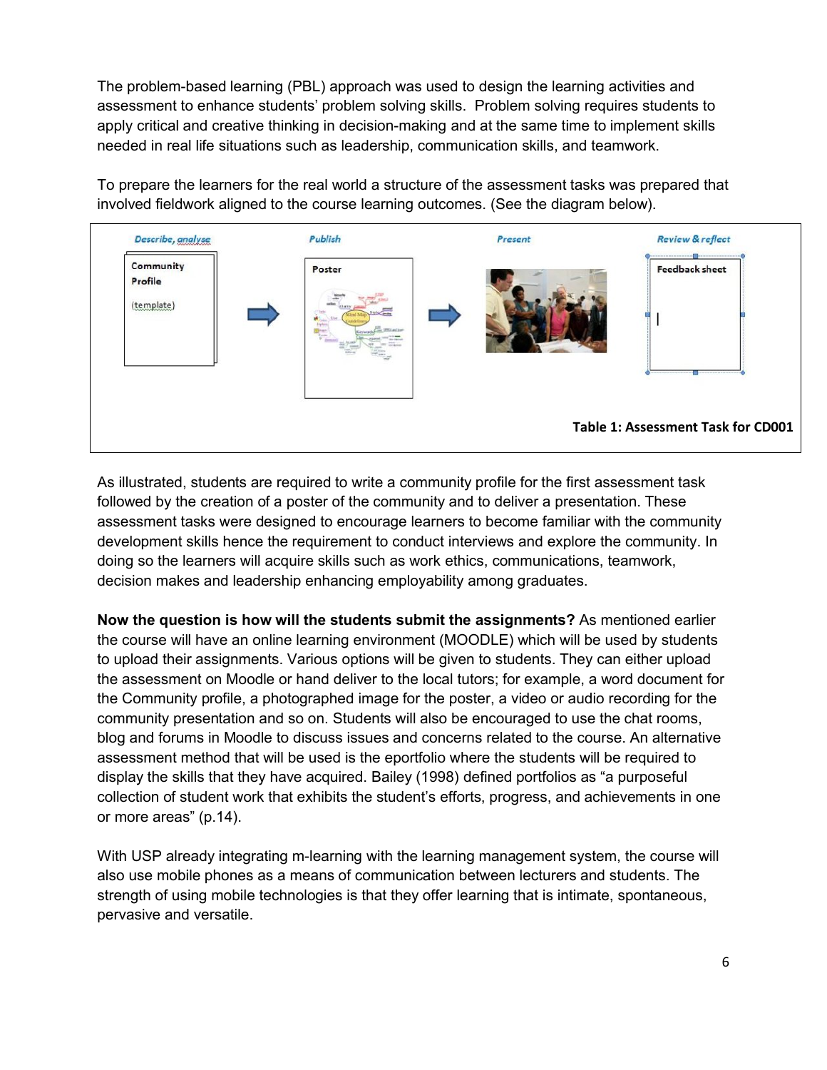The problem-based learning (PBL) approach was used to design the learning activities and assessment to enhance students' problem solving skills. Problem solving requires students to apply critical and creative thinking in decision-making and at the same time to implement skills needed in real life situations such as leadership, communication skills, and teamwork.

To prepare the learners for the real world a structure of the assessment tasks was prepared that involved fieldwork aligned to the course learning outcomes. (See the diagram below).

| *Describe, analyse* | | *Publish* | | *Present* | *Review & reflect* |
|---|---|---|---|---|---|
| Community Profile (template) | → | Poster | → | | Feedback sheet |

**Table 1: Assessment Task for CD001**

As illustrated, students are required to write a community profile for the first assessment task followed by the creation of a poster of the community and to deliver a presentation. These assessment tasks were designed to encourage learners to become familiar with the community development skills hence the requirement to conduct interviews and explore the community. In doing so the learners will acquire skills such as work ethics, communications, teamwork, decision makes and leadership enhancing employability among graduates.

**Now the question is how will the students submit the assignments?** As mentioned earlier the course will have an online learning environment (MOODLE) which will be used by students to upload their assignments. Various options will be given to students. They can either upload the assessment on Moodle or hand deliver to the local tutors; for example, a word document for the Community profile, a photographed image for the poster, a video or audio recording for the community presentation and so on. Students will also be encouraged to use the chat rooms, blog and forums in Moodle to discuss issues and concerns related to the course. An alternative assessment method that will be used is the eportfolio where the students will be required to display the skills that they have acquired. Bailey (1998) defined portfolios as "a purposeful collection of student work that exhibits the student's efforts, progress, and achievements in one or more areas" (p.14).

With USP already integrating m-learning with the learning management system, the course will also use mobile phones as a means of communication between lecturers and students. The strength of using mobile technologies is that they offer learning that is intimate, spontaneous, pervasive and versatile.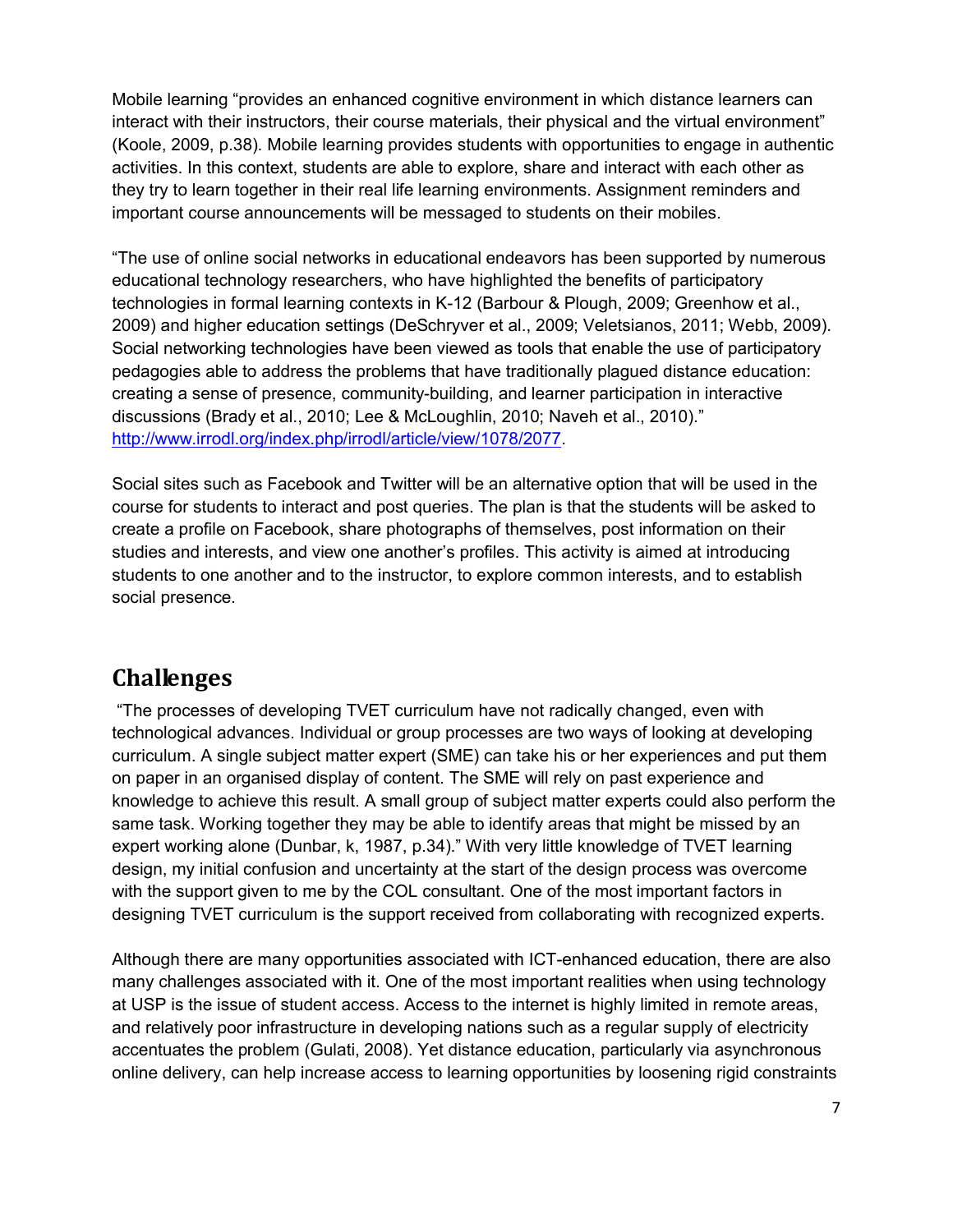Mobile learning "provides an enhanced cognitive environment in which distance learners can interact with their instructors, their course materials, their physical and the virtual environment" (Koole, 2009, p.38). Mobile learning provides students with opportunities to engage in authentic activities. In this context, students are able to explore, share and interact with each other as they try to learn together in their real life learning environments. Assignment reminders and important course announcements will be messaged to students on their mobiles.

"The use of online social networks in educational endeavors has been supported by numerous educational technology researchers, who have highlighted the benefits of participatory technologies in formal learning contexts in K-12 (Barbour & Plough, 2009; Greenhow et al., 2009) and higher education settings (DeSchryver et al., 2009; Veletsianos, 2011; Webb, 2009). Social networking technologies have been viewed as tools that enable the use of participatory pedagogies able to address the problems that have traditionally plagued distance education: creating a sense of presence, community-building, and learner participation in interactive discussions (Brady et al., 2010; Lee & McLoughlin, 2010; Naveh et al., 2010)." http://www.irrodl.org/index.php/irrodl/article/view/1078/2077.

Social sites such as Facebook and Twitter will be an alternative option that will be used in the course for students to interact and post queries. The plan is that the students will be asked to create a profile on Facebook, share photographs of themselves, post information on their studies and interests, and view one another's profiles. This activity is aimed at introducing students to one another and to the instructor, to explore common interests, and to establish social presence.

## Challenges

"The processes of developing TVET curriculum have not radically changed, even with technological advances. Individual or group processes are two ways of looking at developing curriculum. A single subject matter expert (SME) can take his or her experiences and put them on paper in an organised display of content. The SME will rely on past experience and knowledge to achieve this result. A small group of subject matter experts could also perform the same task. Working together they may be able to identify areas that might be missed by an expert working alone (Dunbar, k, 1987, p.34)." With very little knowledge of TVET learning design, my initial confusion and uncertainty at the start of the design process was overcome with the support given to me by the COL consultant. One of the most important factors in designing TVET curriculum is the support received from collaborating with recognized experts.

Although there are many opportunities associated with ICT-enhanced education, there are also many challenges associated with it. One of the most important realities when using technology at USP is the issue of student access. Access to the internet is highly limited in remote areas, and relatively poor infrastructure in developing nations such as a regular supply of electricity accentuates the problem (Gulati, 2008). Yet distance education, particularly via asynchronous online delivery, can help increase access to learning opportunities by loosening rigid constraints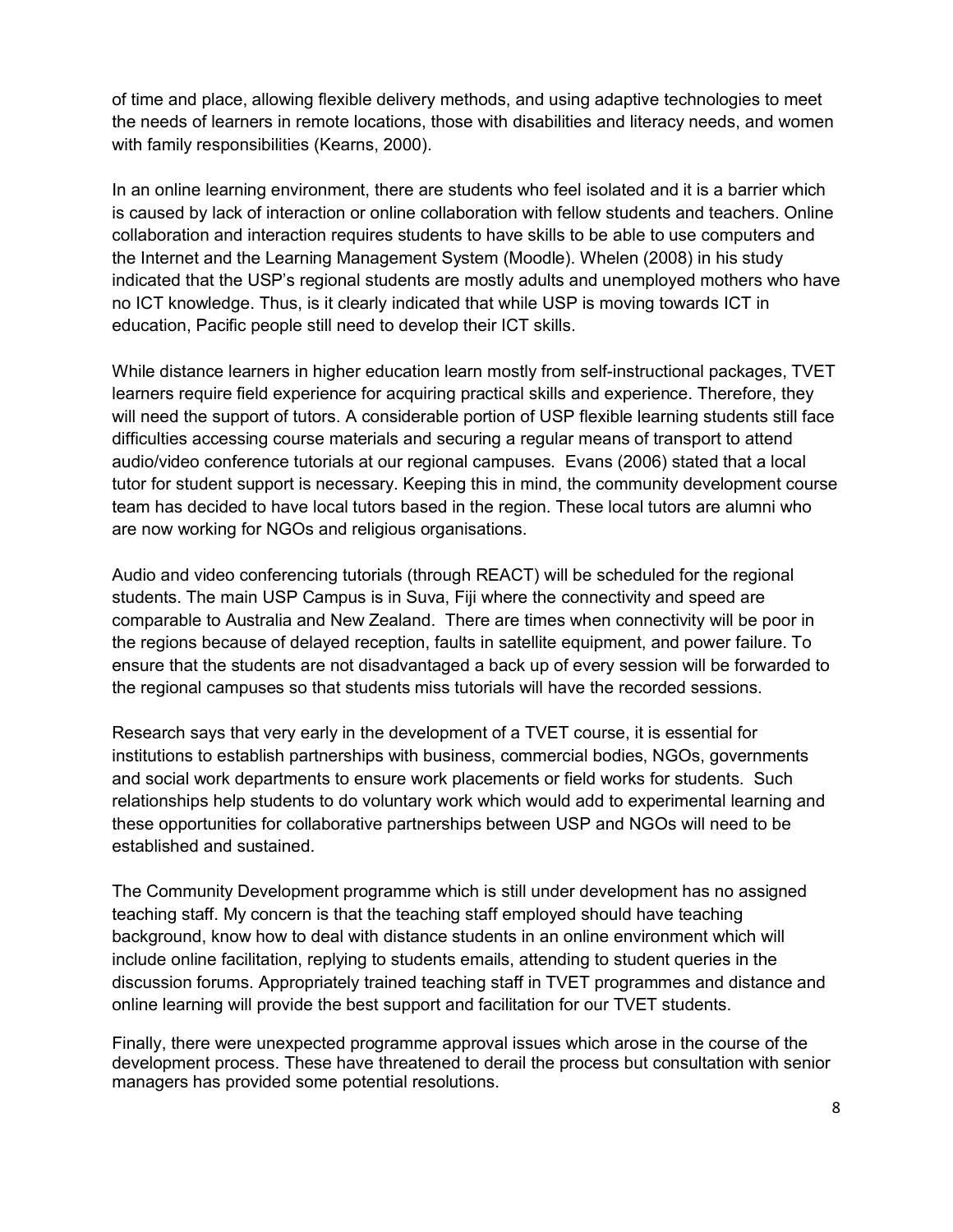of time and place, allowing flexible delivery methods, and using adaptive technologies to meet the needs of learners in remote locations, those with disabilities and literacy needs, and women with family responsibilities (Kearns, 2000).

In an online learning environment, there are students who feel isolated and it is a barrier which is caused by lack of interaction or online collaboration with fellow students and teachers. Online collaboration and interaction requires students to have skills to be able to use computers and the Internet and the Learning Management System (Moodle). Whelen (2008) in his study indicated that the USP's regional students are mostly adults and unemployed mothers who have no ICT knowledge. Thus, is it clearly indicated that while USP is moving towards ICT in education, Pacific people still need to develop their ICT skills.

While distance learners in higher education learn mostly from self-instructional packages, TVET learners require field experience for acquiring practical skills and experience. Therefore, they will need the support of tutors. A considerable portion of USP flexible learning students still face difficulties accessing course materials and securing a regular means of transport to attend audio/video conference tutorials at our regional campuses. Evans (2006) stated that a local tutor for student support is necessary. Keeping this in mind, the community development course team has decided to have local tutors based in the region. These local tutors are alumni who are now working for NGOs and religious organisations.

Audio and video conferencing tutorials (through REACT) will be scheduled for the regional students. The main USP Campus is in Suva, Fiji where the connectivity and speed are comparable to Australia and New Zealand. There are times when connectivity will be poor in the regions because of delayed reception, faults in satellite equipment, and power failure. To ensure that the students are not disadvantaged a back up of every session will be forwarded to the regional campuses so that students miss tutorials will have the recorded sessions.

Research says that very early in the development of a TVET course, it is essential for institutions to establish partnerships with business, commercial bodies, NGOs, governments and social work departments to ensure work placements or field works for students. Such relationships help students to do voluntary work which would add to experimental learning and these opportunities for collaborative partnerships between USP and NGOs will need to be established and sustained.

The Community Development programme which is still under development has no assigned teaching staff. My concern is that the teaching staff employed should have teaching background, know how to deal with distance students in an online environment which will include online facilitation, replying to students emails, attending to student queries in the discussion forums. Appropriately trained teaching staff in TVET programmes and distance and online learning will provide the best support and facilitation for our TVET students.

Finally, there were unexpected programme approval issues which arose in the course of the development process. These have threatened to derail the process but consultation with senior managers has provided some potential resolutions.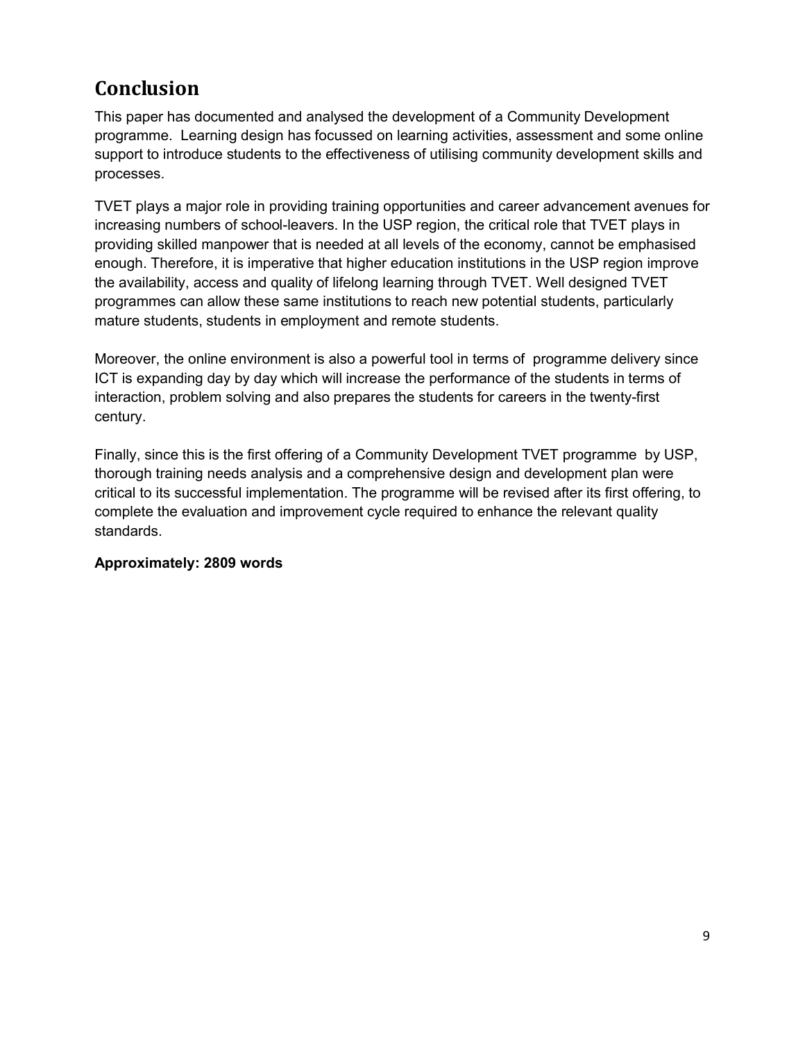## Conclusion

This paper has documented and analysed the development of a Community Development programme. Learning design has focussed on learning activities, assessment and some online support to introduce students to the effectiveness of utilising community development skills and processes.

TVET plays a major role in providing training opportunities and career advancement avenues for increasing numbers of school-leavers. In the USP region, the critical role that TVET plays in providing skilled manpower that is needed at all levels of the economy, cannot be emphasised enough. Therefore, it is imperative that higher education institutions in the USP region improve the availability, access and quality of lifelong learning through TVET. Well designed TVET programmes can allow these same institutions to reach new potential students, particularly mature students, students in employment and remote students.

Moreover, the online environment is also a powerful tool in terms of programme delivery since ICT is expanding day by day which will increase the performance of the students in terms of interaction, problem solving and also prepares the students for careers in the twenty-first century.

Finally, since this is the first offering of a Community Development TVET programme by USP, thorough training needs analysis and a comprehensive design and development plan were critical to its successful implementation. The programme will be revised after its first offering, to complete the evaluation and improvement cycle required to enhance the relevant quality standards.

**Approximately: 2809 words**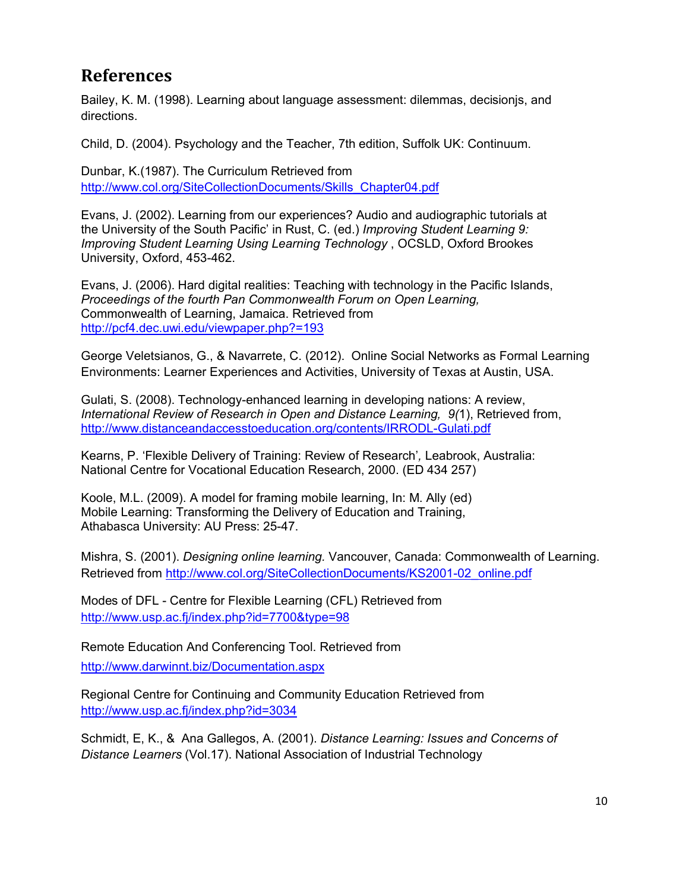## References

Bailey, K. M. (1998). Learning about language assessment: dilemmas, decisionjs, and directions.

Child, D. (2004). Psychology and the Teacher, 7th edition, Suffolk UK: Continuum.

Dunbar, K.(1987). The Curriculum Retrieved from http://www.col.org/SiteCollectionDocuments/Skills_Chapter04.pdf

Evans, J. (2002). Learning from our experiences? Audio and audiographic tutorials at the University of the South Pacific' in Rust, C. (ed.) *Improving Student Learning 9: Improving Student Learning Using Learning Technology* , OCSLD, Oxford Brookes University, Oxford, 453-462.

Evans, J. (2006). Hard digital realities: Teaching with technology in the Pacific Islands, *Proceedings of the fourth Pan Commonwealth Forum on Open Learning,* Commonwealth of Learning, Jamaica. Retrieved from http://pcf4.dec.uwi.edu/viewpaper.php?=193

George Veletsianos, G., & Navarrete, C. (2012). Online Social Networks as Formal Learning Environments: Learner Experiences and Activities, University of Texas at Austin, USA.

Gulati, S. (2008). Technology-enhanced learning in developing nations: A review, *International Review of Research in Open and Distance Learning, 9(*1), Retrieved from, http://www.distanceandaccesstoeducation.org/contents/IRRODL-Gulati.pdf

Kearns, P. 'Flexible Delivery of Training: Review of Research'*,* Leabrook, Australia: National Centre for Vocational Education Research, 2000. (ED 434 257)

Koole, M.L. (2009). A model for framing mobile learning, In: M. Ally (ed) Mobile Learning: Transforming the Delivery of Education and Training, Athabasca University: AU Press: 25-47.

Mishra, S. (2001). *Designing online learning.* Vancouver, Canada: Commonwealth of Learning. Retrieved from http://www.col.org/SiteCollectionDocuments/KS2001-02_online.pdf

Modes of DFL - Centre for Flexible Learning (CFL) Retrieved from http://www.usp.ac.fj/index.php?id=7700&type=98

Remote Education And Conferencing Tool. Retrieved from http://www.darwinnt.biz/Documentation.aspx

Regional Centre for Continuing and Community Education Retrieved from http://www.usp.ac.fj/index.php?id=3034

Schmidt, E, K., & Ana Gallegos, A. (2001). *Distance Learning: Issues and Concerns of Distance Learners* (Vol.17). National Association of Industrial Technology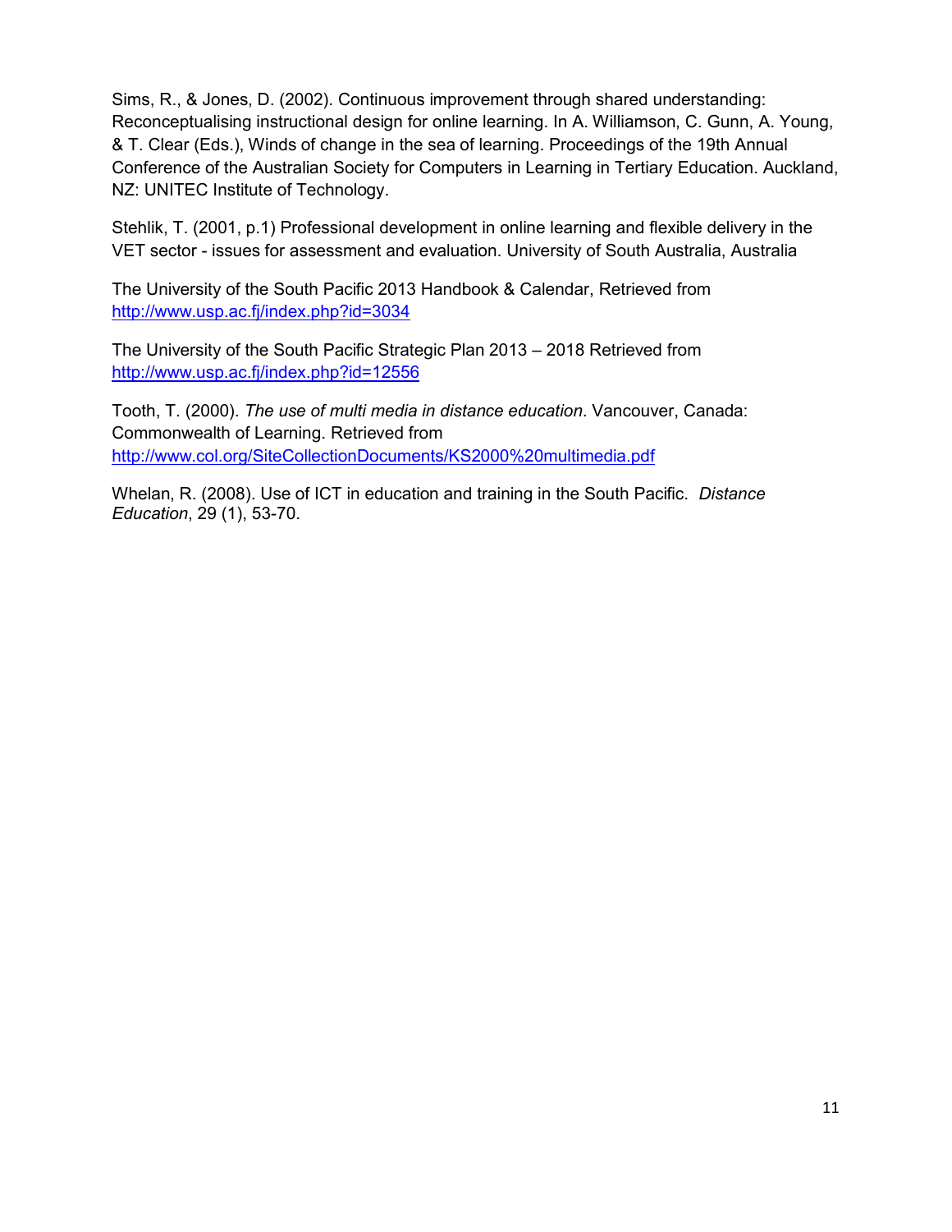Sims, R., & Jones, D. (2002). Continuous improvement through shared understanding: Reconceptualising instructional design for online learning. In A. Williamson, C. Gunn, A. Young, & T. Clear (Eds.), Winds of change in the sea of learning. Proceedings of the 19th Annual Conference of the Australian Society for Computers in Learning in Tertiary Education. Auckland, NZ: UNITEC Institute of Technology.

Stehlik, T. (2001, p.1) Professional development in online learning and flexible delivery in the VET sector - issues for assessment and evaluation. University of South Australia, Australia

The University of the South Pacific 2013 Handbook & Calendar, Retrieved from http://www.usp.ac.fj/index.php?id=3034

The University of the South Pacific Strategic Plan 2013 – 2018 Retrieved from http://www.usp.ac.fj/index.php?id=12556

Tooth, T. (2000). *The use of multi media in distance education*. Vancouver, Canada: Commonwealth of Learning. Retrieved from http://www.col.org/SiteCollectionDocuments/KS2000%20multimedia.pdf

Whelan, R. (2008). Use of ICT in education and training in the South Pacific. *Distance Education*, 29 (1), 53-70.